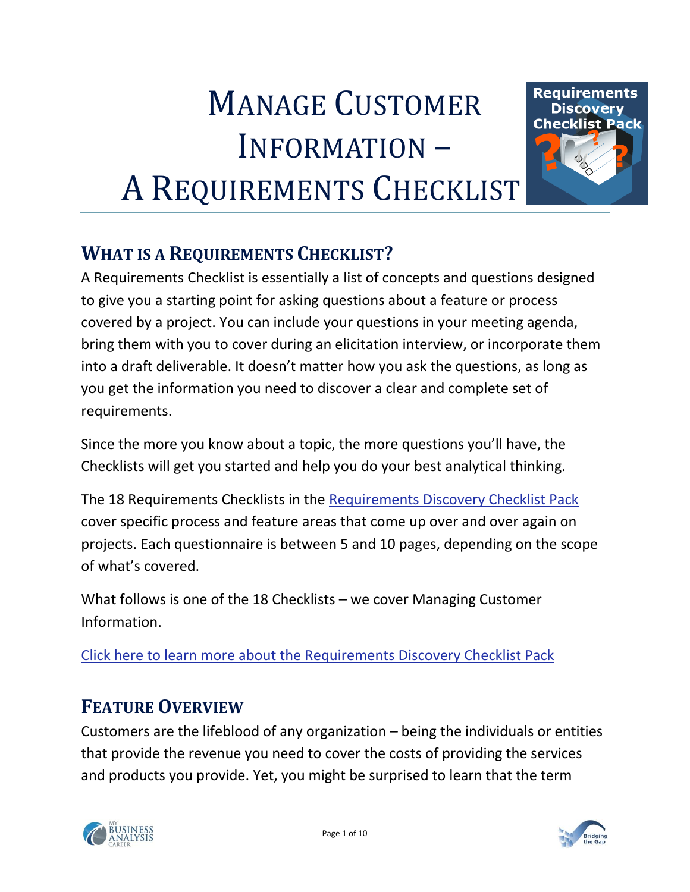# Manage Customer Information – A Requirements Checklist

## What is a Requirements Checklist?

A Requirements Checklist is essentially a list of concepts and questions designed to give you a starting point for asking questions about a feature or process covered by a project. You can include your questions in your meeting agenda, bring them with you to cover during an elicitation interview, or incorporate them into a draft deliverable. It doesn't matter how you ask the questions, as long as you get the information you need to discover a clear and complete set of requirements.

Since the more you know about a topic, the more questions you'll have, the Checklists will get you started and help you do your best analytical thinking.

The 18 Requirements Checklists in the Requirements Discovery Checklist Pack cover specific process and feature areas that come up over and over again on projects. Each questionnaire is between 5 and 10 pages, depending on the scope of what's covered.

What follows is one of the 18 Checklists – we cover Managing Customer Information.

Click here to learn more about the Requirements Discovery Checklist Pack

## Feature Overview

Customers are the lifeblood of any organization – being the individuals or entities that provide the revenue you need to cover the costs of providing the services and products you provide. Yet, you might be surprised to learn that the term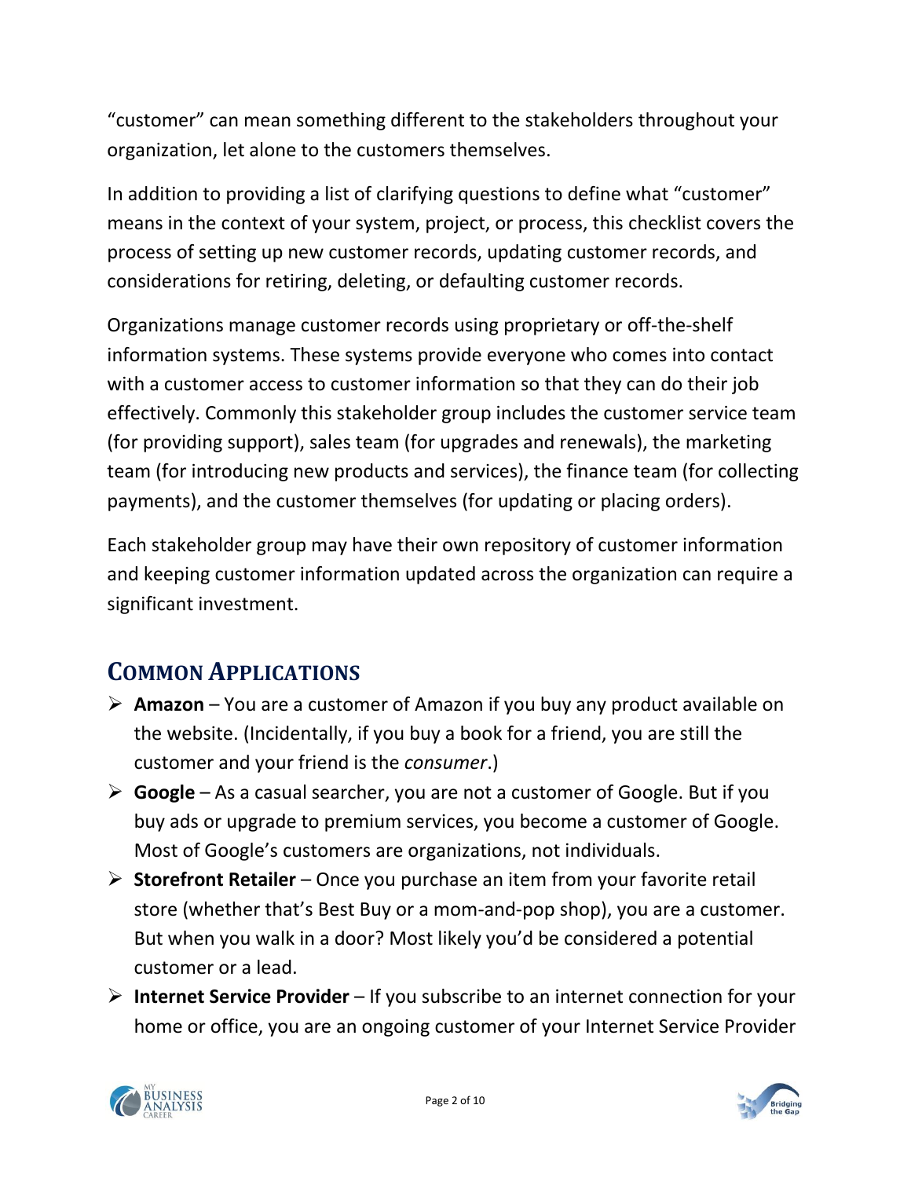"customer" can mean something different to the stakeholders throughout your organization, let alone to the customers themselves.

In addition to providing a list of clarifying questions to define what "customer" means in the context of your system, project, or process, this checklist covers the process of setting up new customer records, updating customer records, and considerations for retiring, deleting, or defaulting customer records.

Organizations manage customer records using proprietary or off-the-shelf information systems. These systems provide everyone who comes into contact with a customer access to customer information so that they can do their job effectively. Commonly this stakeholder group includes the customer service team (for providing support), sales team (for upgrades and renewals), the marketing team (for introducing new products and services), the finance team (for collecting payments), and the customer themselves (for updating or placing orders).

Each stakeholder group may have their own repository of customer information and keeping customer information updated across the organization can require a significant investment.

## Common Applications

- **Amazon** – You are a customer of Amazon if you buy any product available on the website. (Incidentally, if you buy a book for a friend, you are still the customer and your friend is the *consumer*.)
- **Google** – As a casual searcher, you are not a customer of Google. But if you buy ads or upgrade to premium services, you become a customer of Google. Most of Google's customers are organizations, not individuals.
- **Storefront Retailer** – Once you purchase an item from your favorite retail store (whether that's Best Buy or a mom-and-pop shop), you are a customer. But when you walk in a door? Most likely you'd be considered a potential customer or a lead.
- **Internet Service Provider** – If you subscribe to an internet connection for your home or office, you are an ongoing customer of your Internet Service Provider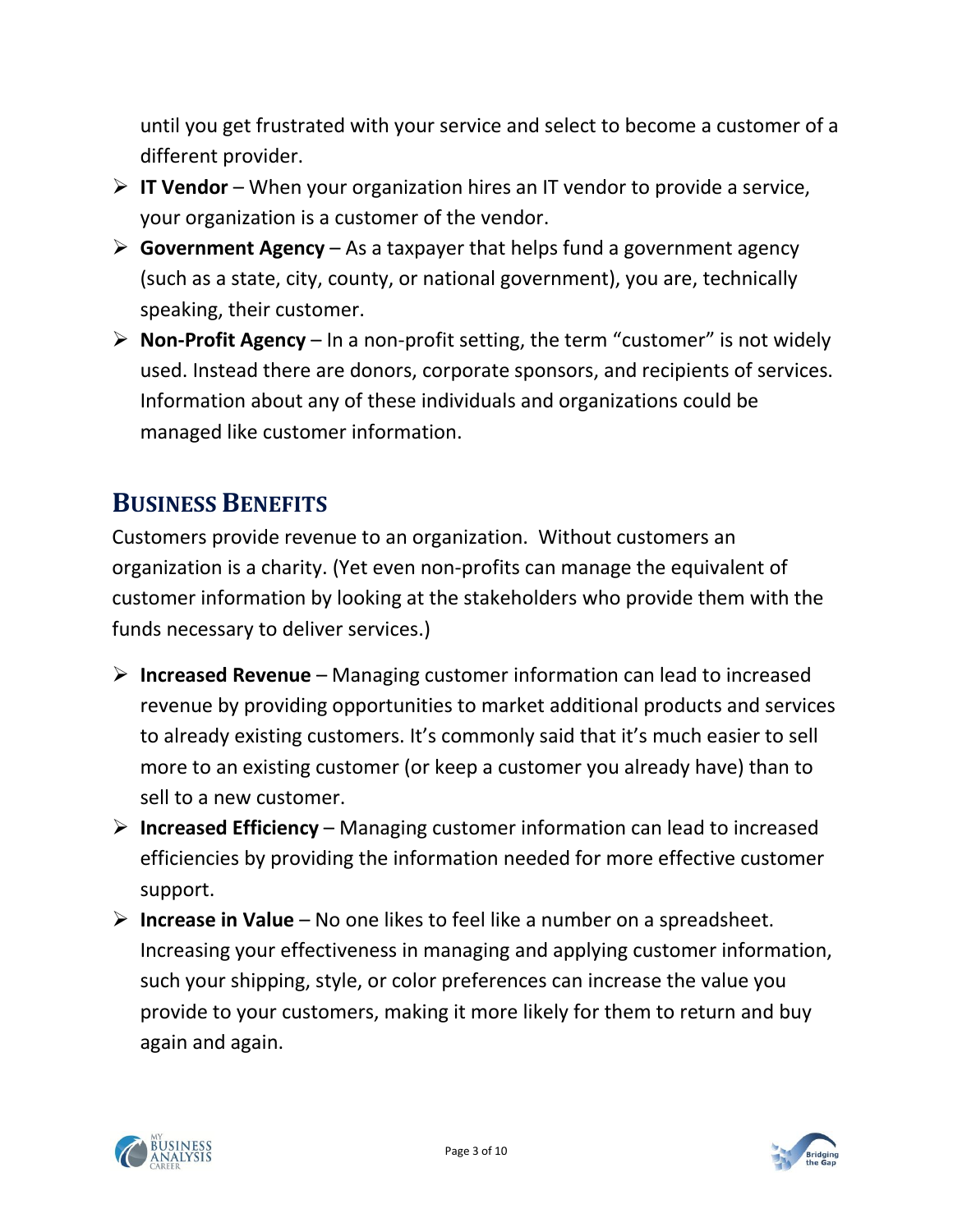until you get frustrated with your service and select to become a customer of a different provider.

- **IT Vendor** – When your organization hires an IT vendor to provide a service, your organization is a customer of the vendor.
- **Government Agency** – As a taxpayer that helps fund a government agency (such as a state, city, county, or national government), you are, technically speaking, their customer.
- **Non-Profit Agency** – In a non-profit setting, the term "customer" is not widely used. Instead there are donors, corporate sponsors, and recipients of services. Information about any of these individuals and organizations could be managed like customer information.

## Business Benefits

Customers provide revenue to an organization. Without customers an organization is a charity. (Yet even non-profits can manage the equivalent of customer information by looking at the stakeholders who provide them with the funds necessary to deliver services.)

- **Increased Revenue** – Managing customer information can lead to increased revenue by providing opportunities to market additional products and services to already existing customers. It's commonly said that it's much easier to sell more to an existing customer (or keep a customer you already have) than to sell to a new customer.
- **Increased Efficiency** – Managing customer information can lead to increased efficiencies by providing the information needed for more effective customer support.
- **Increase in Value** – No one likes to feel like a number on a spreadsheet. Increasing your effectiveness in managing and applying customer information, such your shipping, style, or color preferences can increase the value you provide to your customers, making it more likely for them to return and buy again and again.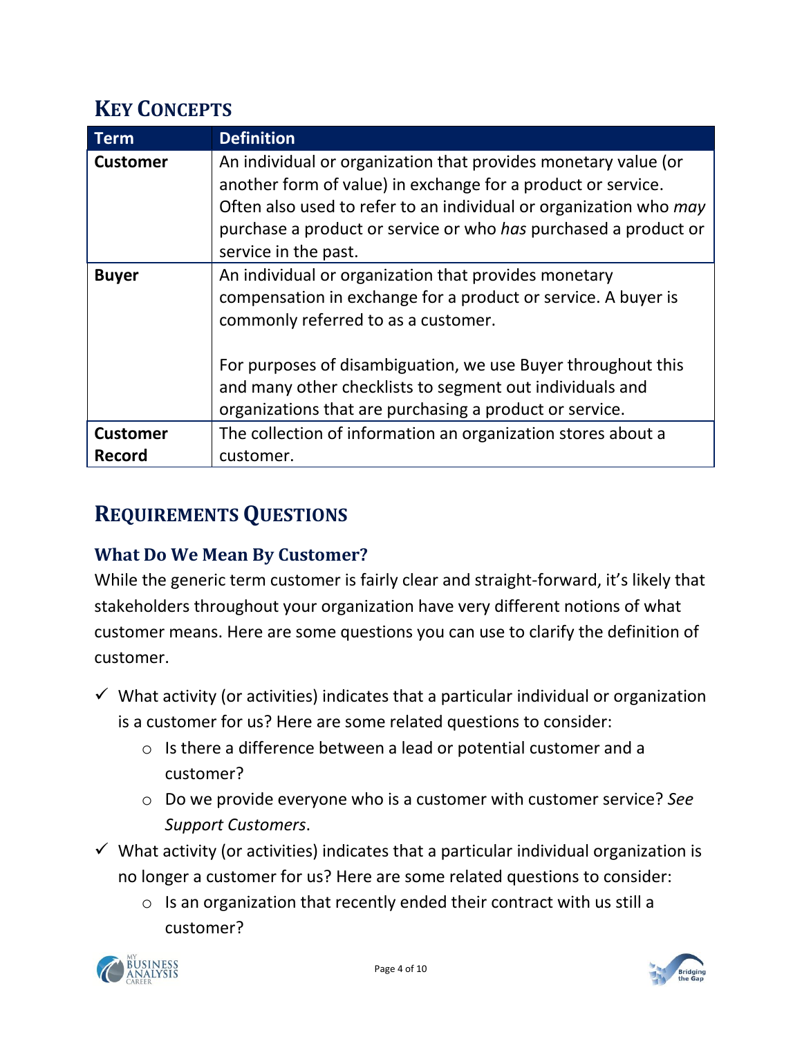## KEY CONCEPTS

| Term | Definition |
| --- | --- |
| **Customer** | An individual or organization that provides monetary value (or another form of value) in exchange for a product or service. Often also used to refer to an individual or organization who *may* purchase a product or service or who *has* purchased a product or service in the past. |
| **Buyer** | An individual or organization that provides monetary compensation in exchange for a product or service. A buyer is commonly referred to as a customer.<br><br>For purposes of disambiguation, we use Buyer throughout this and many other checklists to segment out individuals and organizations that are purchasing a product or service. |
| **Customer Record** | The collection of information an organization stores about a customer. |

## REQUIREMENTS QUESTIONS

### What Do We Mean By Customer?

While the generic term customer is fairly clear and straight-forward, it's likely that stakeholders throughout your organization have very different notions of what customer means. Here are some questions you can use to clarify the definition of customer.

- ✓ What activity (or activities) indicates that a particular individual or organization is a customer for us? Here are some related questions to consider:
  - Is there a difference between a lead or potential customer and a customer?
  - Do we provide everyone who is a customer with customer service? *See Support Customers*.
- ✓ What activity (or activities) indicates that a particular individual organization is no longer a customer for us? Here are some related questions to consider:
  - Is an organization that recently ended their contract with us still a customer?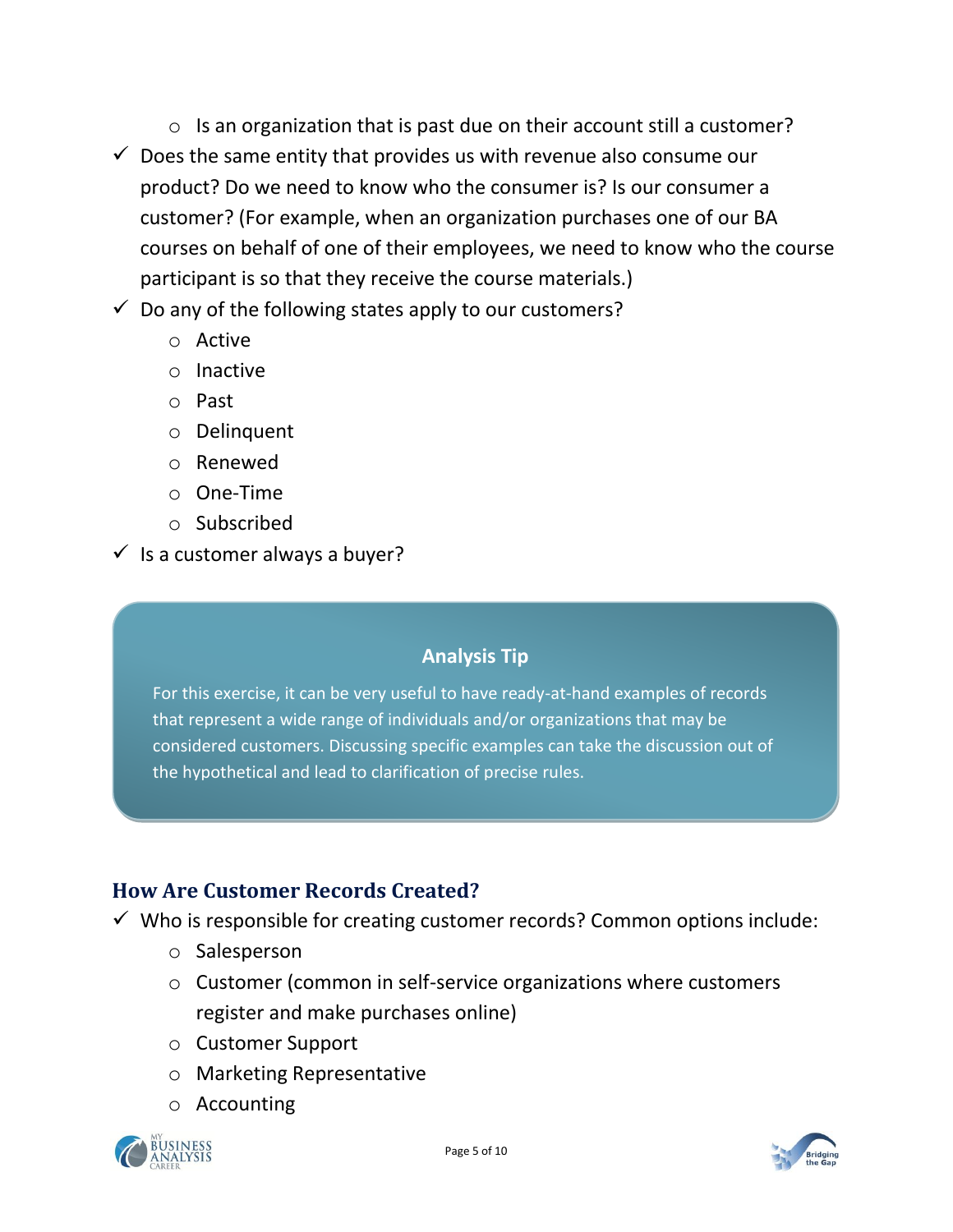- Is an organization that is past due on their account still a customer?
- ✓ Does the same entity that provides us with revenue also consume our product? Do we need to know who the consumer is? Is our consumer a customer? (For example, when an organization purchases one of our BA courses on behalf of one of their employees, we need to know who the course participant is so that they receive the course materials.)
- ✓ Do any of the following states apply to our customers?
   - Active
   - Inactive
   - Past
   - Delinquent
   - Renewed
   - One-Time
   - Subscribed
- ✓ Is a customer always a buyer?

> **Analysis Tip**
>
> For this exercise, it can be very useful to have ready-at-hand examples of records that represent a wide range of individuals and/or organizations that may be considered customers. Discussing specific examples can take the discussion out of the hypothetical and lead to clarification of precise rules.

## How Are Customer Records Created?

- ✓ Who is responsible for creating customer records? Common options include:
   - Salesperson
   - Customer (common in self-service organizations where customers register and make purchases online)
   - Customer Support
   - Marketing Representative
   - Accounting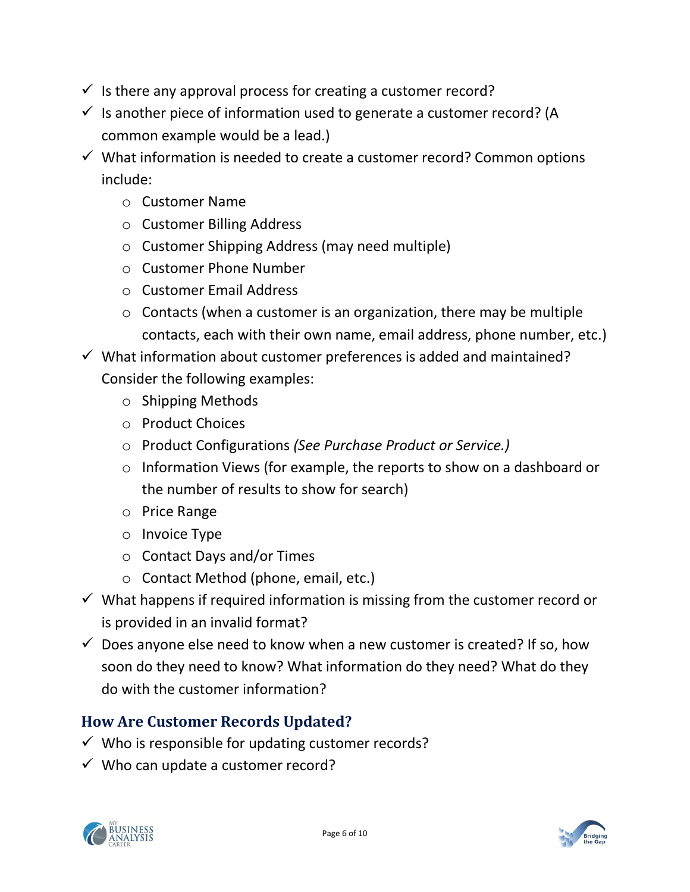- ✓ Is there any approval process for creating a customer record?
- ✓ Is another piece of information used to generate a customer record? (A common example would be a lead.)
- ✓ What information is needed to create a customer record? Common options include:
  - Customer Name
  - Customer Billing Address
  - Customer Shipping Address (may need multiple)
  - Customer Phone Number
  - Customer Email Address
  - Contacts (when a customer is an organization, there may be multiple contacts, each with their own name, email address, phone number, etc.)
- ✓ What information about customer preferences is added and maintained? Consider the following examples:
  - Shipping Methods
  - Product Choices
  - Product Configurations *(See Purchase Product or Service.)*
  - Information Views (for example, the reports to show on a dashboard or the number of results to show for search)
  - Price Range
  - Invoice Type
  - Contact Days and/or Times
  - Contact Method (phone, email, etc.)
- ✓ What happens if required information is missing from the customer record or is provided in an invalid format?
- ✓ Does anyone else need to know when a new customer is created? If so, how soon do they need to know? What information do they need? What do they do with the customer information?

## How Are Customer Records Updated?

- ✓ Who is responsible for updating customer records?
- ✓ Who can update a customer record?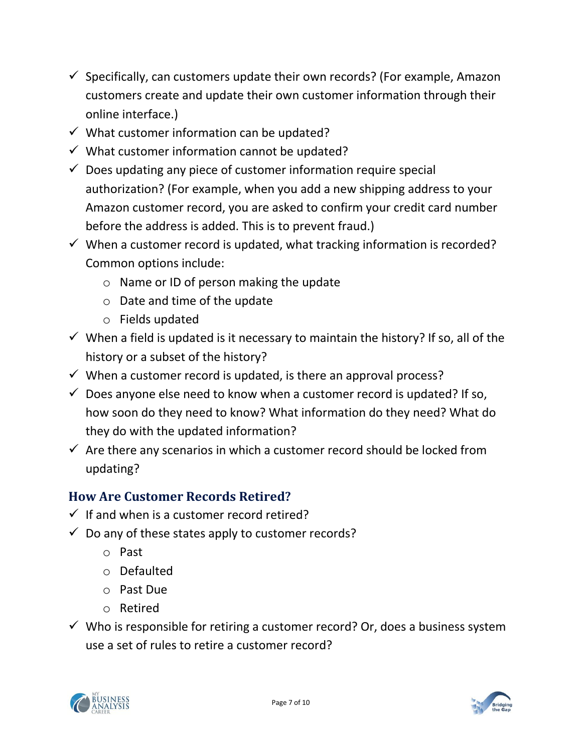- ✓ Specifically, can customers update their own records? (For example, Amazon customers create and update their own customer information through their online interface.)
- ✓ What customer information can be updated?
- ✓ What customer information cannot be updated?
- ✓ Does updating any piece of customer information require special authorization? (For example, when you add a new shipping address to your Amazon customer record, you are asked to confirm your credit card number before the address is added. This is to prevent fraud.)
- ✓ When a customer record is updated, what tracking information is recorded? Common options include:
  - Name or ID of person making the update
  - Date and time of the update
  - Fields updated
- ✓ When a field is updated is it necessary to maintain the history? If so, all of the history or a subset of the history?
- ✓ When a customer record is updated, is there an approval process?
- ✓ Does anyone else need to know when a customer record is updated? If so, how soon do they need to know? What information do they need? What do they do with the updated information?
- ✓ Are there any scenarios in which a customer record should be locked from updating?

### How Are Customer Records Retired?

- ✓ If and when is a customer record retired?
- ✓ Do any of these states apply to customer records?
  - Past
  - Defaulted
  - Past Due
  - Retired
- ✓ Who is responsible for retiring a customer record? Or, does a business system use a set of rules to retire a customer record?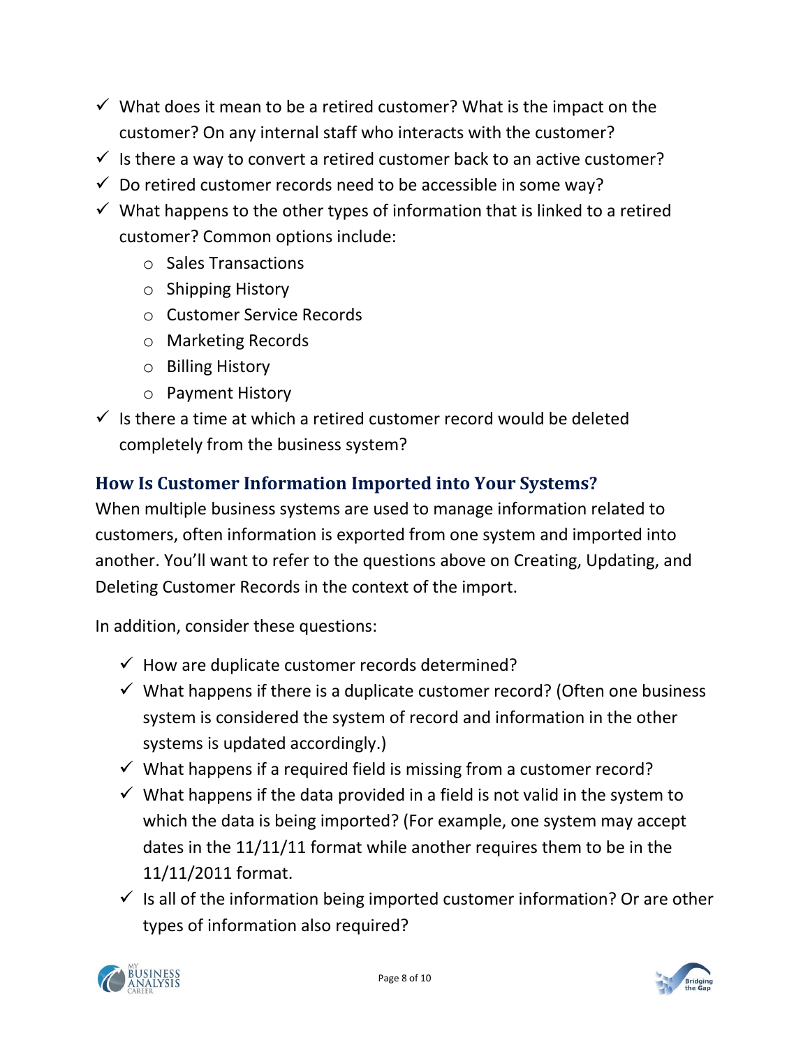- ✓ What does it mean to be a retired customer? What is the impact on the customer? On any internal staff who interacts with the customer?
- ✓ Is there a way to convert a retired customer back to an active customer?
- ✓ Do retired customer records need to be accessible in some way?
- ✓ What happens to the other types of information that is linked to a retired customer? Common options include:
  - Sales Transactions
  - Shipping History
  - Customer Service Records
  - Marketing Records
  - Billing History
  - Payment History
- ✓ Is there a time at which a retired customer record would be deleted completely from the business system?

## How Is Customer Information Imported into Your Systems?

When multiple business systems are used to manage information related to customers, often information is exported from one system and imported into another. You'll want to refer to the questions above on Creating, Updating, and Deleting Customer Records in the context of the import.

In addition, consider these questions:

- ✓ How are duplicate customer records determined?
- ✓ What happens if there is a duplicate customer record? (Often one business system is considered the system of record and information in the other systems is updated accordingly.)
- ✓ What happens if a required field is missing from a customer record?
- ✓ What happens if the data provided in a field is not valid in the system to which the data is being imported? (For example, one system may accept dates in the 11/11/11 format while another requires them to be in the 11/11/2011 format.
- ✓ Is all of the information being imported customer information? Or are other types of information also required?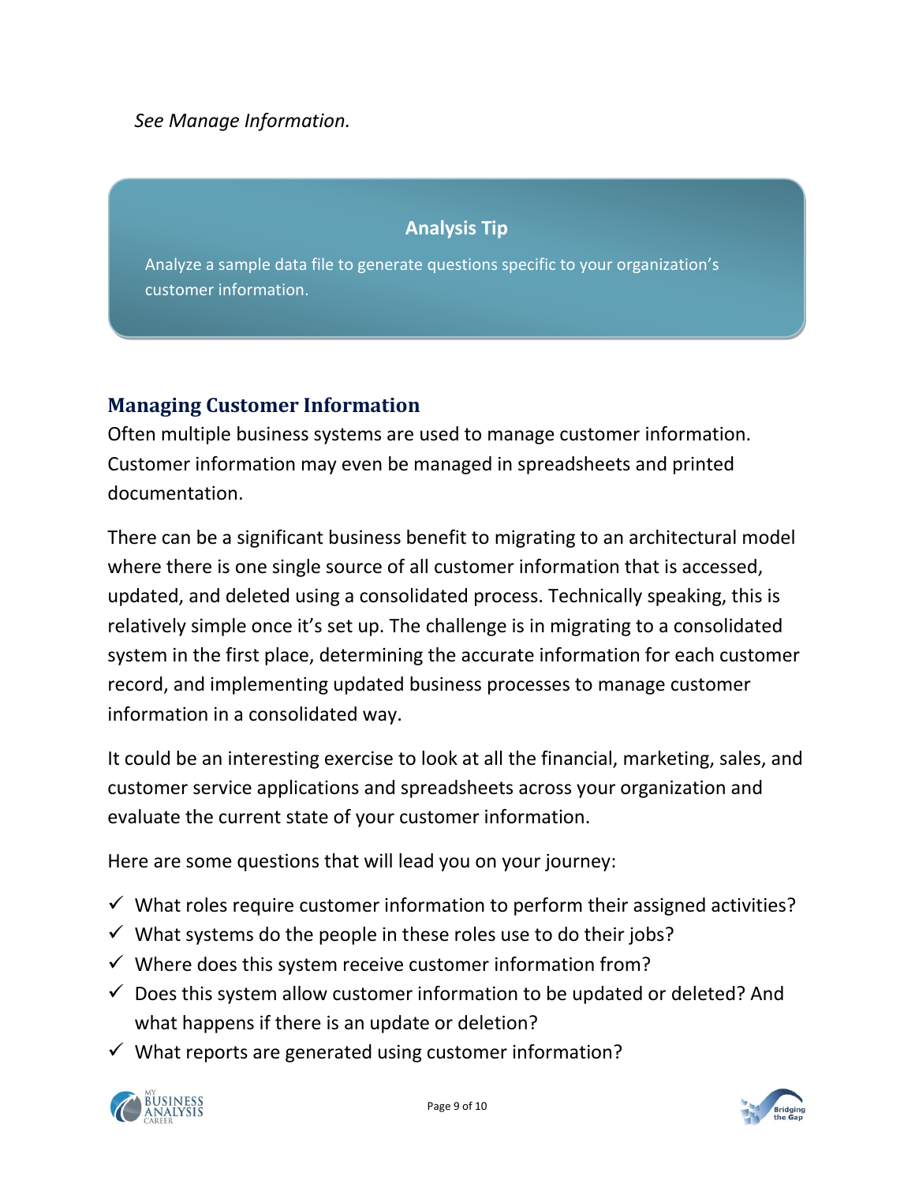*See Manage Information.*

**Analysis Tip**

Analyze a sample data file to generate questions specific to your organization's customer information.

## Managing Customer Information

Often multiple business systems are used to manage customer information. Customer information may even be managed in spreadsheets and printed documentation.

There can be a significant business benefit to migrating to an architectural model where there is one single source of all customer information that is accessed, updated, and deleted using a consolidated process. Technically speaking, this is relatively simple once it's set up. The challenge is in migrating to a consolidated system in the first place, determining the accurate information for each customer record, and implementing updated business processes to manage customer information in a consolidated way.

It could be an interesting exercise to look at all the financial, marketing, sales, and customer service applications and spreadsheets across your organization and evaluate the current state of your customer information.

Here are some questions that will lead you on your journey:

- ✓ What roles require customer information to perform their assigned activities?
- ✓ What systems do the people in these roles use to do their jobs?
- ✓ Where does this system receive customer information from?
- ✓ Does this system allow customer information to be updated or deleted? And what happens if there is an update or deletion?
- ✓ What reports are generated using customer information?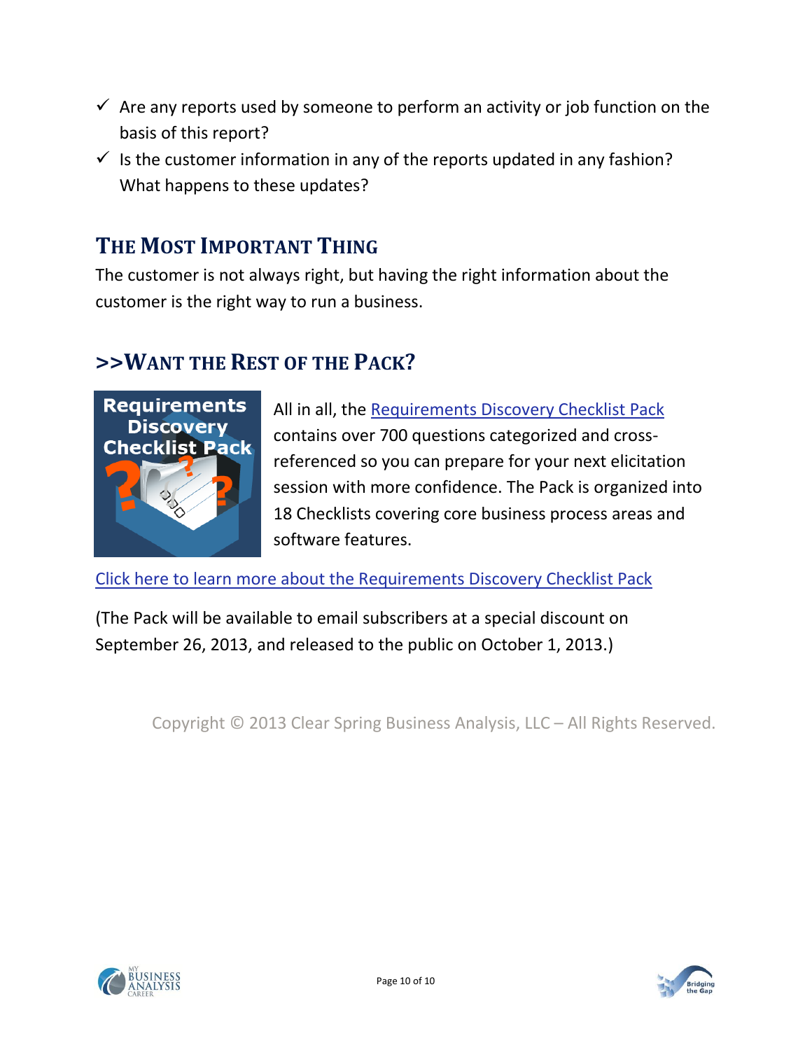- ✓ Are any reports used by someone to perform an activity or job function on the basis of this report?
- ✓ Is the customer information in any of the reports updated in any fashion? What happens to these updates?

## The Most Important Thing

The customer is not always right, but having the right information about the customer is the right way to run a business.

## >>Want the Rest of the Pack?

All in all, the Requirements Discovery Checklist Pack contains over 700 questions categorized and cross-referenced so you can prepare for your next elicitation session with more confidence. The Pack is organized into 18 Checklists covering core business process areas and software features.

Click here to learn more about the Requirements Discovery Checklist Pack

(The Pack will be available to email subscribers at a special discount on September 26, 2013, and released to the public on October 1, 2013.)

Copyright © 2013 Clear Spring Business Analysis, LLC – All Rights Reserved.